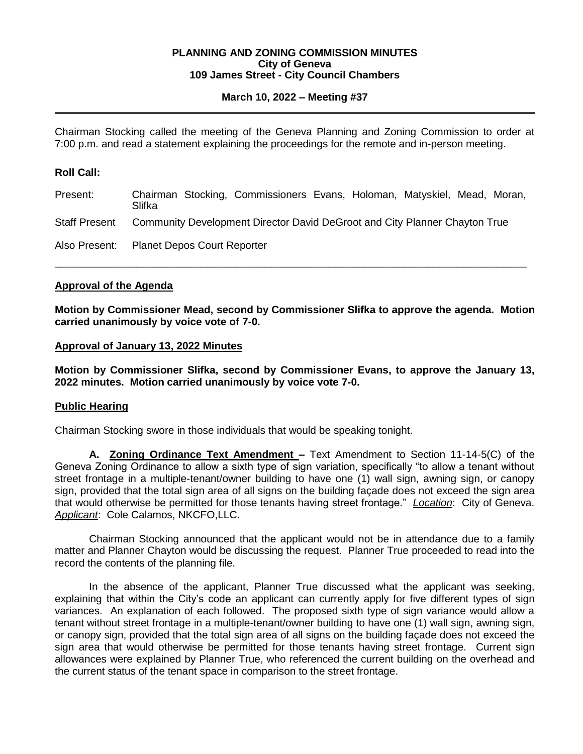**PLANNING AND ZONING COMMISSION MINUTES**
**City of Geneva**
**109 James Street - City Council Chambers**

**March 10, 2022 – Meeting #37**

---

Chairman Stocking called the meeting of the Geneva Planning and Zoning Commission to order at 7:00 p.m. and read a statement explaining the proceedings for the remote and in-person meeting.

**Roll Call:**

Present: Chairman Stocking, Commissioners Evans, Holoman, Matyskiel, Mead, Moran, Slifka

Staff Present Community Development Director David DeGroot and City Planner Chayton True

Also Present: Planet Depos Court Reporter

---

**Approval of the Agenda**

**Motion by Commissioner Mead, second by Commissioner Slifka to approve the agenda. Motion carried unanimously by voice vote of 7-0.**

**Approval of January 13, 2022 Minutes**

**Motion by Commissioner Slifka, second by Commissioner Evans, to approve the January 13, 2022 minutes. Motion carried unanimously by voice vote 7-0.**

**Public Hearing**

Chairman Stocking swore in those individuals that would be speaking tonight.

**A. Zoning Ordinance Text Amendment –** Text Amendment to Section 11-14-5(C) of the Geneva Zoning Ordinance to allow a sixth type of sign variation, specifically "to allow a tenant without street frontage in a multiple-tenant/owner building to have one (1) wall sign, awning sign, or canopy sign, provided that the total sign area of all signs on the building façade does not exceed the sign area that would otherwise be permitted for those tenants having street frontage." *Location*: City of Geneva. *Applicant*: Cole Calamos, NKCFO,LLC.

Chairman Stocking announced that the applicant would not be in attendance due to a family matter and Planner Chayton would be discussing the request. Planner True proceeded to read into the record the contents of the planning file.

In the absence of the applicant, Planner True discussed what the applicant was seeking, explaining that within the City's code an applicant can currently apply for five different types of sign variances. An explanation of each followed. The proposed sixth type of sign variance would allow a tenant without street frontage in a multiple-tenant/owner building to have one (1) wall sign, awning sign, or canopy sign, provided that the total sign area of all signs on the building façade does not exceed the sign area that would otherwise be permitted for those tenants having street frontage. Current sign allowances were explained by Planner True, who referenced the current building on the overhead and the current status of the tenant space in comparison to the street frontage.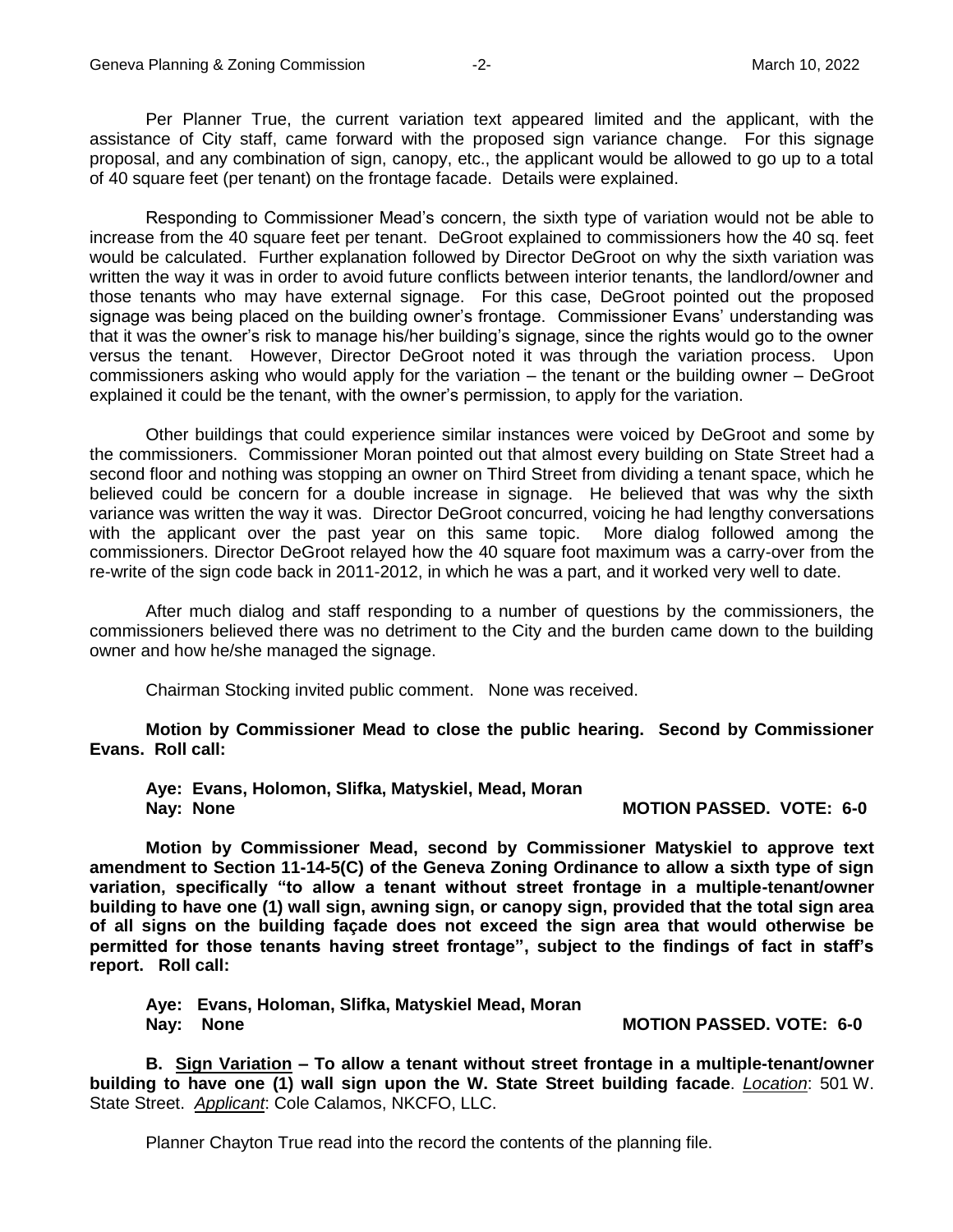Per Planner True, the current variation text appeared limited and the applicant, with the assistance of City staff, came forward with the proposed sign variance change. For this signage proposal, and any combination of sign, canopy, etc., the applicant would be allowed to go up to a total of 40 square feet (per tenant) on the frontage facade. Details were explained.

Responding to Commissioner Mead's concern, the sixth type of variation would not be able to increase from the 40 square feet per tenant. DeGroot explained to commissioners how the 40 sq. feet would be calculated. Further explanation followed by Director DeGroot on why the sixth variation was written the way it was in order to avoid future conflicts between interior tenants, the landlord/owner and those tenants who may have external signage. For this case, DeGroot pointed out the proposed signage was being placed on the building owner's frontage. Commissioner Evans' understanding was that it was the owner's risk to manage his/her building's signage, since the rights would go to the owner versus the tenant. However, Director DeGroot noted it was through the variation process. Upon commissioners asking who would apply for the variation – the tenant or the building owner – DeGroot explained it could be the tenant, with the owner's permission, to apply for the variation.

Other buildings that could experience similar instances were voiced by DeGroot and some by the commissioners. Commissioner Moran pointed out that almost every building on State Street had a second floor and nothing was stopping an owner on Third Street from dividing a tenant space, which he believed could be concern for a double increase in signage. He believed that was why the sixth variance was written the way it was. Director DeGroot concurred, voicing he had lengthy conversations with the applicant over the past year on this same topic. More dialog followed among the commissioners. Director DeGroot relayed how the 40 square foot maximum was a carry-over from the re-write of the sign code back in 2011-2012, in which he was a part, and it worked very well to date.

After much dialog and staff responding to a number of questions by the commissioners, the commissioners believed there was no detriment to the City and the burden came down to the building owner and how he/she managed the signage.

Chairman Stocking invited public comment. None was received.

**Motion by Commissioner Mead to close the public hearing. Second by Commissioner Evans. Roll call:**

**Aye: Evans, Holomon, Slifka, Matyskiel, Mead, Moran**
**Nay: None** **MOTION PASSED. VOTE: 6-0**

**Motion by Commissioner Mead, second by Commissioner Matyskiel to approve text amendment to Section 11-14-5(C) of the Geneva Zoning Ordinance to allow a sixth type of sign variation, specifically "to allow a tenant without street frontage in a multiple-tenant/owner building to have one (1) wall sign, awning sign, or canopy sign, provided that the total sign area of all signs on the building façade does not exceed the sign area that would otherwise be permitted for those tenants having street frontage", subject to the findings of fact in staff's report. Roll call:**

**Aye: Evans, Holoman, Slifka, Matyskiel Mead, Moran**
**Nay: None** **MOTION PASSED. VOTE: 6-0**

**B. <u>Sign Variation</u> – To allow a tenant without street frontage in a multiple-tenant/owner building to have one (1) wall sign upon the W. State Street building facade**. *Location*: 501 W. State Street. *Applicant*: Cole Calamos, NKCFO, LLC.

Planner Chayton True read into the record the contents of the planning file.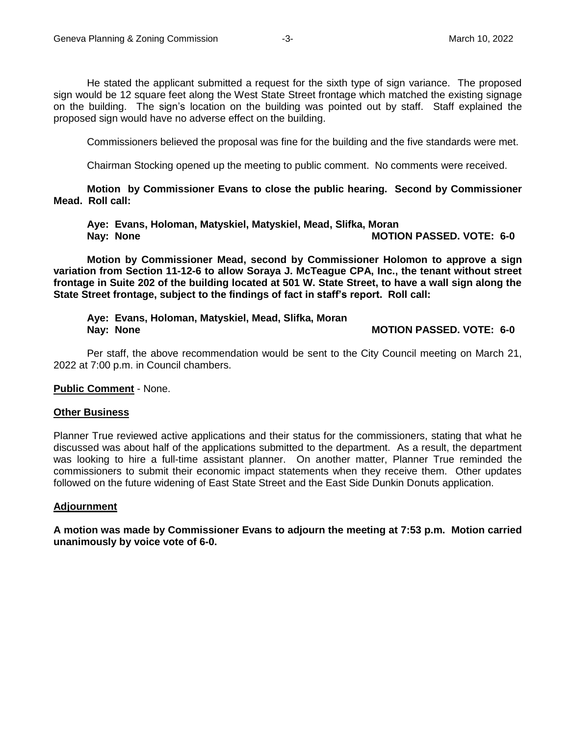He stated the applicant submitted a request for the sixth type of sign variance. The proposed sign would be 12 square feet along the West State Street frontage which matched the existing signage on the building. The sign's location on the building was pointed out by staff. Staff explained the proposed sign would have no adverse effect on the building.

Commissioners believed the proposal was fine for the building and the five standards were met.

Chairman Stocking opened up the meeting to public comment. No comments were received.

**Motion by Commissioner Evans to close the public hearing. Second by Commissioner Mead. Roll call:**

**Aye: Evans, Holoman, Matyskiel, Matyskiel, Mead, Slifka, Moran**
**Nay: None MOTION PASSED. VOTE: 6-0**

**Motion by Commissioner Mead, second by Commissioner Holomon to approve a sign variation from Section 11-12-6 to allow Soraya J. McTeague CPA, Inc., the tenant without street frontage in Suite 202 of the building located at 501 W. State Street, to have a wall sign along the State Street frontage, subject to the findings of fact in staff's report. Roll call:**

**Aye: Evans, Holoman, Matyskiel, Mead, Slifka, Moran**
**Nay: None MOTION PASSED. VOTE: 6-0**

Per staff, the above recommendation would be sent to the City Council meeting on March 21, 2022 at 7:00 p.m. in Council chambers.

**Public Comment** - None.

**Other Business**

Planner True reviewed active applications and their status for the commissioners, stating that what he discussed was about half of the applications submitted to the department. As a result, the department was looking to hire a full-time assistant planner. On another matter, Planner True reminded the commissioners to submit their economic impact statements when they receive them. Other updates followed on the future widening of East State Street and the East Side Dunkin Donuts application.

**Adjournment**

**A motion was made by Commissioner Evans to adjourn the meeting at 7:53 p.m. Motion carried unanimously by voice vote of 6-0.**